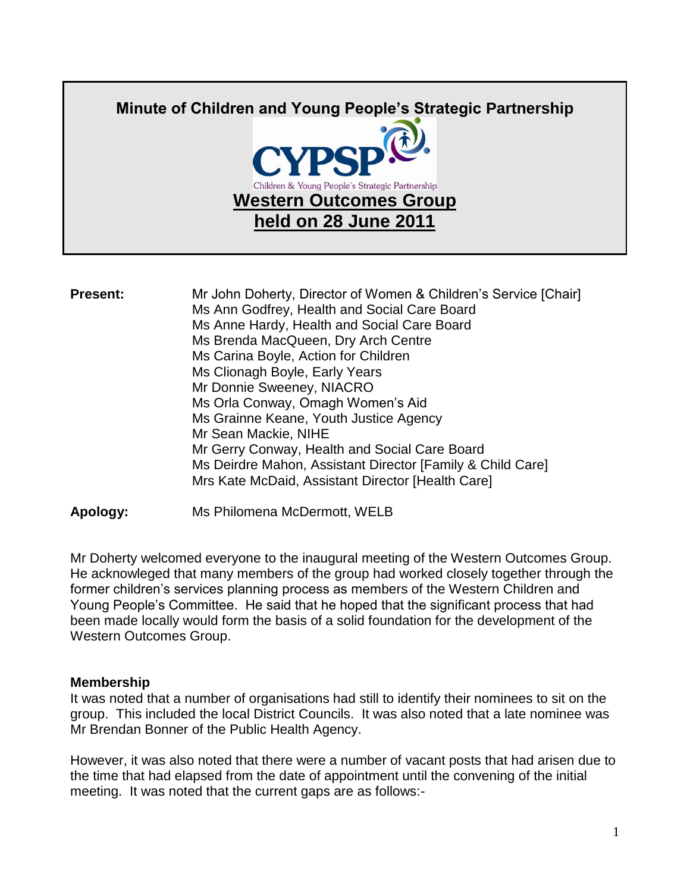# Minute of Children and Young People's Strategic Partnership

CYPSP

Children & Young People's Strategic Partnership

## Western Outcomes Group held on 28 June 2011

**Present:**

Mr John Doherty, Director of Women & Children's Service [Chair]
Ms Ann Godfrey, Health and Social Care Board
Ms Anne Hardy, Health and Social Care Board
Ms Brenda MacQueen, Dry Arch Centre
Ms Carina Boyle, Action for Children
Ms Clionagh Boyle, Early Years
Mr Donnie Sweeney, NIACRO
Ms Orla Conway, Omagh Women's Aid
Ms Grainne Keane, Youth Justice Agency
Mr Sean Mackie, NIHE
Mr Gerry Conway, Health and Social Care Board
Ms Deirdre Mahon, Assistant Director [Family & Child Care]
Mrs Kate McDaid, Assistant Director [Health Care]

**Apology:** Ms Philomena McDermott, WELB

Mr Doherty welcomed everyone to the inaugural meeting of the Western Outcomes Group. He acknowleged that many members of the group had worked closely together through the former children's services planning process as members of the Western Children and Young People's Committee. He said that he hoped that the significant process that had been made locally would form the basis of a solid foundation for the development of the Western Outcomes Group.

**Membership**

It was noted that a number of organisations had still to identify their nominees to sit on the group. This included the local District Councils. It was also noted that a late nominee was Mr Brendan Bonner of the Public Health Agency.

However, it was also noted that there were a number of vacant posts that had arisen due to the time that had elapsed from the date of appointment until the convening of the initial meeting. It was noted that the current gaps are as follows:-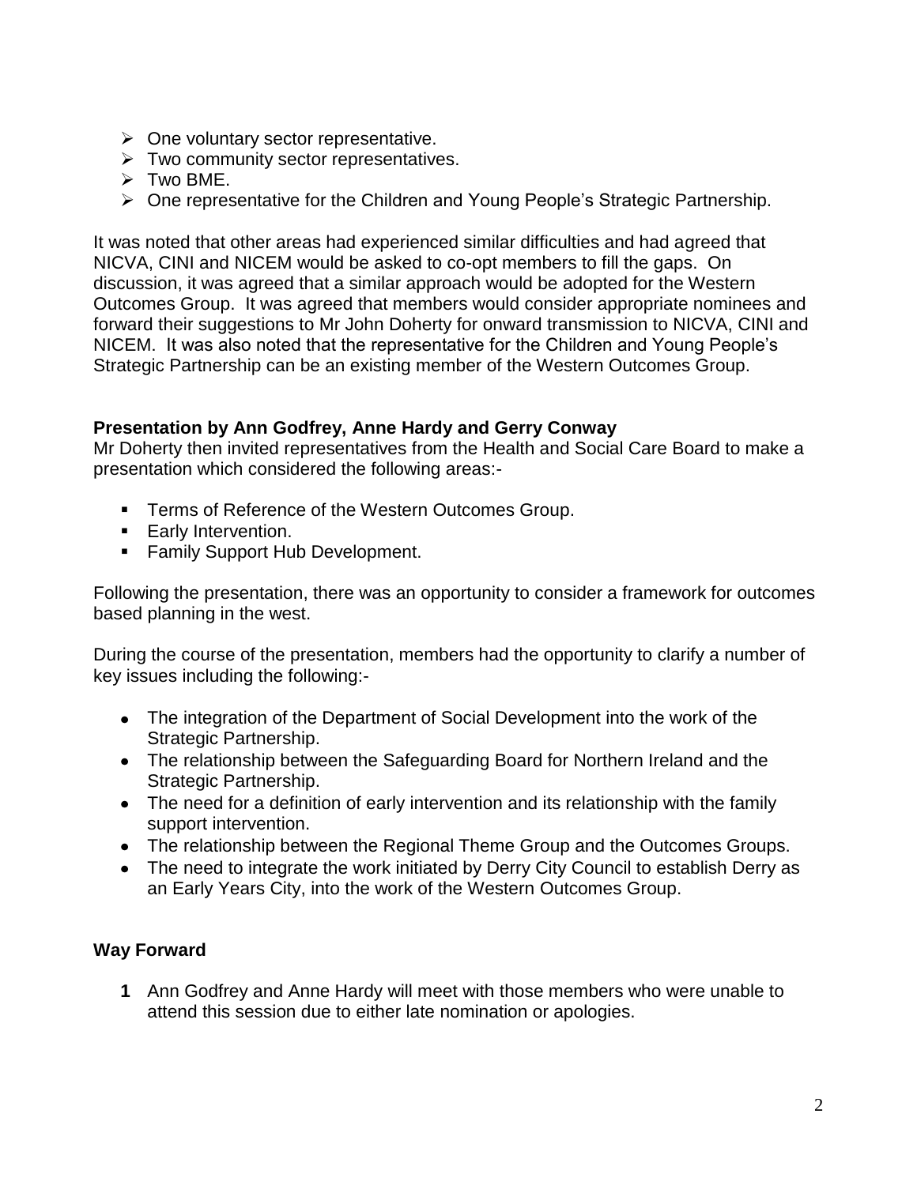- One voluntary sector representative.
- Two community sector representatives.
- Two BME.
- One representative for the Children and Young People's Strategic Partnership.

It was noted that other areas had experienced similar difficulties and had agreed that NICVA, CINI and NICEM would be asked to co-opt members to fill the gaps. On discussion, it was agreed that a similar approach would be adopted for the Western Outcomes Group. It was agreed that members would consider appropriate nominees and forward their suggestions to Mr John Doherty for onward transmission to NICVA, CINI and NICEM. It was also noted that the representative for the Children and Young People's Strategic Partnership can be an existing member of the Western Outcomes Group.

**Presentation by Ann Godfrey, Anne Hardy and Gerry Conway**

Mr Doherty then invited representatives from the Health and Social Care Board to make a presentation which considered the following areas:-

- Terms of Reference of the Western Outcomes Group.
- Early Intervention.
- Family Support Hub Development.

Following the presentation, there was an opportunity to consider a framework for outcomes based planning in the west.

During the course of the presentation, members had the opportunity to clarify a number of key issues including the following:-

- The integration of the Department of Social Development into the work of the Strategic Partnership.
- The relationship between the Safeguarding Board for Northern Ireland and the Strategic Partnership.
- The need for a definition of early intervention and its relationship with the family support intervention.
- The relationship between the Regional Theme Group and the Outcomes Groups.
- The need to integrate the work initiated by Derry City Council to establish Derry as an Early Years City, into the work of the Western Outcomes Group.

**Way Forward**

1. Ann Godfrey and Anne Hardy will meet with those members who were unable to attend this session due to either late nomination or apologies.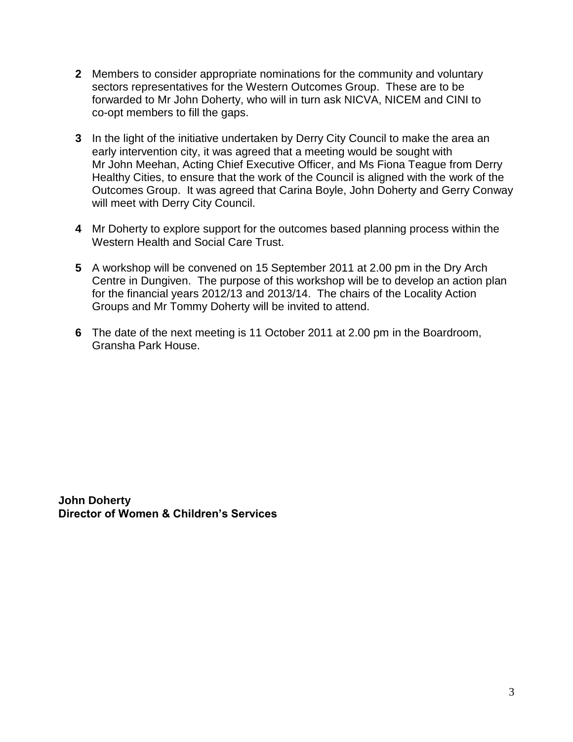**2** Members to consider appropriate nominations for the community and voluntary sectors representatives for the Western Outcomes Group. These are to be forwarded to Mr John Doherty, who will in turn ask NICVA, NICEM and CINI to co-opt members to fill the gaps.

**3** In the light of the initiative undertaken by Derry City Council to make the area an early intervention city, it was agreed that a meeting would be sought with Mr John Meehan, Acting Chief Executive Officer, and Ms Fiona Teague from Derry Healthy Cities, to ensure that the work of the Council is aligned with the work of the Outcomes Group. It was agreed that Carina Boyle, John Doherty and Gerry Conway will meet with Derry City Council.

**4** Mr Doherty to explore support for the outcomes based planning process within the Western Health and Social Care Trust.

**5** A workshop will be convened on 15 September 2011 at 2.00 pm in the Dry Arch Centre in Dungiven. The purpose of this workshop will be to develop an action plan for the financial years 2012/13 and 2013/14. The chairs of the Locality Action Groups and Mr Tommy Doherty will be invited to attend.

**6** The date of the next meeting is 11 October 2011 at 2.00 pm in the Boardroom, Gransha Park House.

**John Doherty**
**Director of Women & Children's Services**